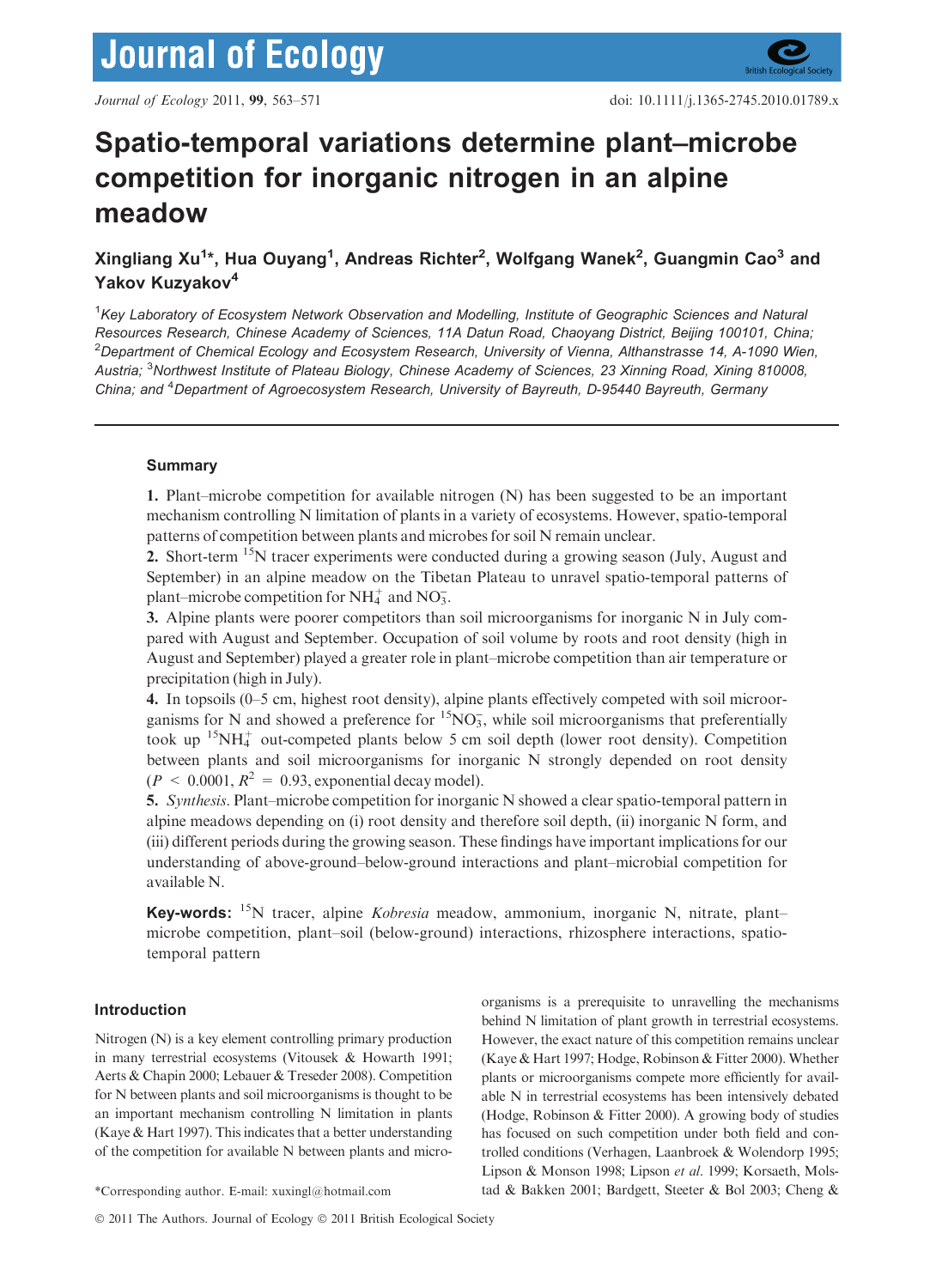# Spatio-temporal variations determine plant–microbe competition for inorganic nitrogen in an alpine meadow

**Xingliang Xu[1]\*, Hua Ouyang[1], Andreas Richter[2], Wolfgang Wanek[2], Guangmin Cao[3] and Yakov Kuzyakov[4]**

[1]*Key Laboratory of Ecosystem Network Observation and Modelling, Institute of Geographic Sciences and Natural Resources Research, Chinese Academy of Sciences, 11A Datun Road, Chaoyang District, Beijing 100101, China;* [2]*Department of Chemical Ecology and Ecosystem Research, University of Vienna, Althanstrasse 14, A-1090 Wien, Austria;* [3]*Northwest Institute of Plateau Biology, Chinese Academy of Sciences, 23 Xinning Road, Xining 810008, China; and* [4]*Department of Agroecosystem Research, University of Bayreuth, D-95440 Bayreuth, Germany*

## Summary

**1.** Plant–microbe competition for available nitrogen (N) has been suggested to be an important mechanism controlling N limitation of plants in a variety of ecosystems. However, spatio-temporal patterns of competition between plants and microbes for soil N remain unclear.

**2.** Short-term $^{15}N$ tracer experiments were conducted during a growing season (July, August and September) in an alpine meadow on the Tibetan Plateau to unravel spatio-temporal patterns of plant–microbe competition for $NH_4^+$ and $NO_3^-$.

**3.** Alpine plants were poorer competitors than soil microorganisms for inorganic N in July compared with August and September. Occupation of soil volume by roots and root density (high in August and September) played a greater role in plant–microbe competition than air temperature or precipitation (high in July).

**4.** In topsoils (0–5 cm, highest root density), alpine plants effectively competed with soil microorganisms for N and showed a preference for $^{15}NO_3^-$, while soil microorganisms that preferentially took up $^{15}NH_4^+$ out-competed plants below 5 cm soil depth (lower root density). Competition between plants and soil microorganisms for inorganic N strongly depended on root density ($P < 0.0001$, $R^2 = 0.93$, exponential decay model).

**5.** *Synthesis*. Plant–microbe competition for inorganic N showed a clear spatio-temporal pattern in alpine meadows depending on (i) root density and therefore soil depth, (ii) inorganic N form, and (iii) different periods during the growing season. These findings have important implications for our understanding of above-ground–below-ground interactions and plant–microbial competition for available N.

**Key-words:** $^{15}N$ tracer, alpine *Kobresia* meadow, ammonium, inorganic N, nitrate, plant–microbe competition, plant–soil (below-ground) interactions, rhizosphere interactions, spatio-temporal pattern

## Introduction

Nitrogen (N) is a key element controlling primary production in many terrestrial ecosystems (Vitousek & Howarth 1991; Aerts & Chapin 2000; Lebauer & Treseder 2008). Competition for N between plants and soil microorganisms is thought to be an important mechanism controlling N limitation in plants (Kaye & Hart 1997). This indicates that a better understanding of the competition for available N between plants and microorganisms is a prerequisite to unravelling the mechanisms behind N limitation of plant growth in terrestrial ecosystems. However, the exact nature of this competition remains unclear (Kaye & Hart 1997; Hodge, Robinson & Fitter 2000). Whether plants or microorganisms compete more efficiently for available N in terrestrial ecosystems has been intensively debated (Hodge, Robinson & Fitter 2000). A growing field of studies has focused on such competition under both field and controlled conditions (Verhagen, Laanbroek & Wolendorp 1995; Lipson & Monson 1998; Lipson *et al.* 1999; Korsaeth, Molstad & Bakken 2001; Bardgett, Steeter & Bol 2003; Cheng &

\*Corresponding author. E-mail: xuxingl@hotmail.com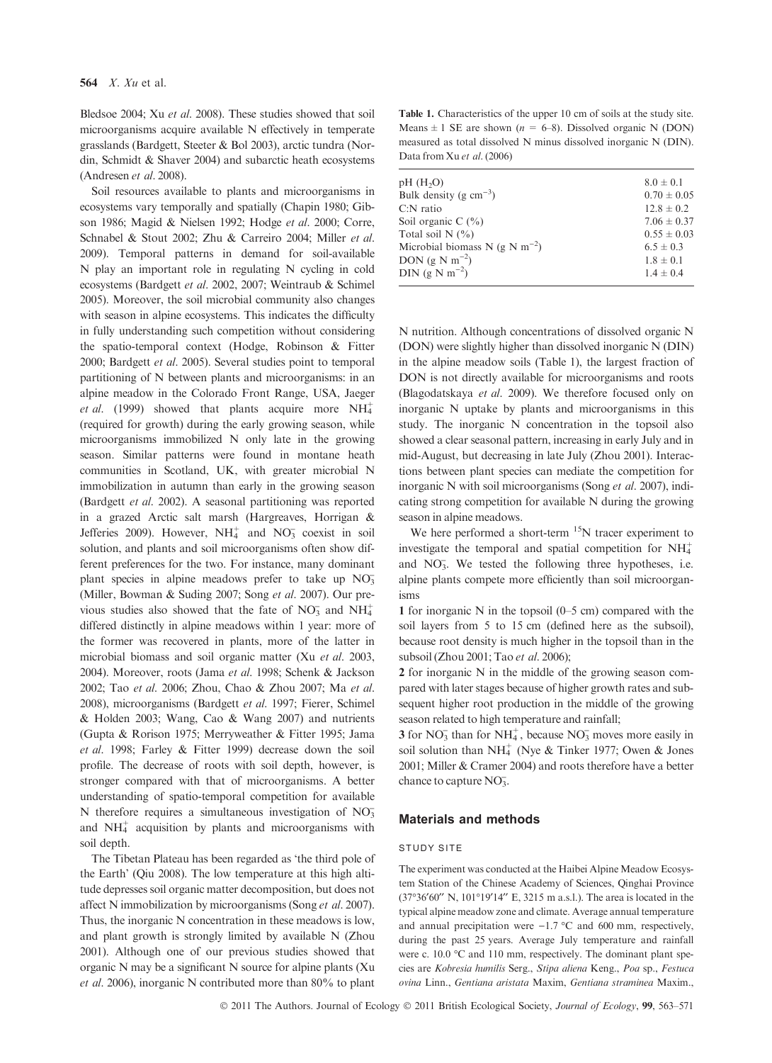Bledsoe 2004; Xu *et al.* 2008). These studies showed that soil microorganisms acquire available N effectively in temperate grasslands (Bardgett, Steeter & Bol 2003), arctic tundra (Nordin, Schmidt & Shaver 2004) and subarctic heath ecosystems (Andresen *et al.* 2008).

Soil resources available to plants and microorganisms in ecosystems vary temporally and spatially (Chapin 1980; Gibson 1986; Magid & Nielsen 1992; Hodge *et al.* 2000; Corre, Schnabel & Stout 2002; Zhu & Carreiro 2004; Miller *et al.* 2009). Temporal patterns in demand for soil-available N play an important role in regulating N cycling in cold ecosystems (Bardgett *et al.* 2002, 2007; Weintraub & Schimel 2005). Moreover, the soil microbial community also changes with season in alpine ecosystems. This indicates the difficulty in fully understanding such competition without considering the spatio-temporal context (Hodge, Robinson & Fitter 2000; Bardgett *et al.* 2005). Several studies point to temporal partitioning of N between plants and microorganisms: in an alpine meadow in the Colorado Front Range, USA, Jaeger *et al.* (1999) showed that plants acquire more $NH_4^+$ (required for growth) during the early growing season, while microorganisms immobilized N only late in the growing season. Similar patterns were found in montane heath communities in Scotland, UK, with greater microbial N immobilization in autumn than early in the growing season (Bardgett *et al.* 2002). A seasonal partitioning was reported in a grazed Arctic salt marsh (Hargreaves, Horrigan & Jefferies 2009). However, $NH_4^+$ and $NO_3^-$ coexist in soil solution, and plants and soil microorganisms often show different preferences for the two. For instance, many dominant plant species in alpine meadows prefer to take up $NO_3^-$ (Miller, Bowman & Suding 2007; Song *et al.* 2007). Our previous studies also showed that the fate of $NO_3^-$ and $NH_4^+$ differed distinctly in alpine meadows within 1 year: more of the former was recovered in plants, more of the latter in microbial biomass and soil organic matter (Xu *et al.* 2003, 2004). Moreover, roots (Jama *et al.* 1998; Schenk & Jackson 2002; Tao *et al.* 2006; Zhou, Chao & Zhou 2007; Ma *et al.* 2008), microorganisms (Bardgett *et al.* 1997; Fierer, Schimel & Holden 2003; Wang, Cao & Wang 2007) and nutrients (Gupta & Rorison 1975; Merryweather & Fitter 1995; Jama *et al.* 1998; Farley & Fitter 1999) decrease down the soil profile. The decrease of roots with soil depth, however, is stronger compared with that of microorganisms. A better understanding of spatio-temporal competition for available N therefore requires a simultaneous investigation of $NO_3^-$ and $NH_4^+$ acquisition by plants and microorganisms with soil depth.

The Tibetan Plateau has been regarded as 'the third pole of the Earth' (Qiu 2008). The low temperature at this high altitude depresses soil organic matter decomposition, but does not affect N immobilization by microorganisms (Song *et al.* 2007). Thus, the inorganic N concentration in these meadows is low, and plant growth is strongly limited by available N (Zhou 2001). Although one of our previous studies showed that organic N may be a significant N source for alpine plants (Xu *et al.* 2006), inorganic N contributed more than 80% to plant N nutrition. Although concentrations of dissolved organic N (DON) were slightly higher than dissolved inorganic N (DIN) in the alpine meadow soils (Table 1), the largest fraction of DON is not directly available for microorganisms and roots (Blagodatskaya *et al.* 2009). We therefore focused only on inorganic N uptake by plants and microorganisms in this study. The inorganic N concentration in the topsoil also showed a clear seasonal pattern, increasing in early July and in mid-August, but decreasing in late July (Zhou 2001). Interactions between plant species can mediate the competition for inorganic N with soil microorganisms (Song *et al.* 2007), indicating strong competition for available N during the growing season in alpine meadows.

**Table 1.** Characteristics of the upper 10 cm of soils at the study site. Means ± 1 SE are shown ($n$ = 6–8). Dissolved organic N (DON) measured as total dissolved N minus dissolved inorganic N (DIN). Data from Xu *et al.* (2006)

| | |
|---|---|
| pH ($H_2O$) | 8.0 ± 0.1 |
| Bulk density (g cm$^{-3}$) | 0.70 ± 0.05 |
| C:N ratio | 12.8 ± 0.2 |
| Soil organic C (%) | 7.06 ± 0.37 |
| Total soil N (%) | 0.55 ± 0.03 |
| Microbial biomass N (g N m$^{-2}$) | 6.5 ± 0.3 |
| DON (g N m$^{-2}$) | 1.8 ± 0.1 |
| DIN (g N m$^{-2}$) | 1.4 ± 0.4 |

We here performed a short-term $^{15}N$ tracer experiment to investigate the temporal and spatial competition for $NH_4^+$ and $NO_3^-$. We tested the following three hypotheses, i.e. alpine plants compete more efficiently than soil microorganisms

**1** for inorganic N in the topsoil (0–5 cm) compared with the soil layers from 5 to 15 cm (defined here as the subsoil), because root density is much higher in the topsoil than in the subsoil (Zhou 2001; Tao *et al.* 2006);

**2** for inorganic N in the middle of the growing season compared with later stages because of higher growth rates and subsequent higher root production in the middle of the growing season related to high temperature and rainfall;

**3** for $NO_3^-$ than for $NH_4^+$, because $NO_3^-$ moves more easily in soil solution than $NH_4^+$ (Nye & Tinker 1977; Owen & Jones 2001; Miller & Cramer 2004) and roots therefore have a better chance to capture $NO_3^-$.

## Materials and methods

### STUDY SITE

The experiment was conducted at the Haibei Alpine Meadow Ecosystem Station of the Chinese Academy of Sciences, Qinghai Province (37°36′60″ N, 101°19′14″ E, 3215 m a.s.l.). The area is located in the typical alpine meadow zone and climate. Average annual temperature and annual precipitation were −1.7 °C and 600 mm, respectively, during the past 25 years. Average July temperature and rainfall were c. 10.0 °C and 110 mm, respectively. The dominant plant species are *Kobresia humilis* Serg., *Stipa aliena* Keng., *Poa* sp., *Festuca ovina* Linn., *Gentiana aristata* Maxim, *Gentiana straminea* Maxim.,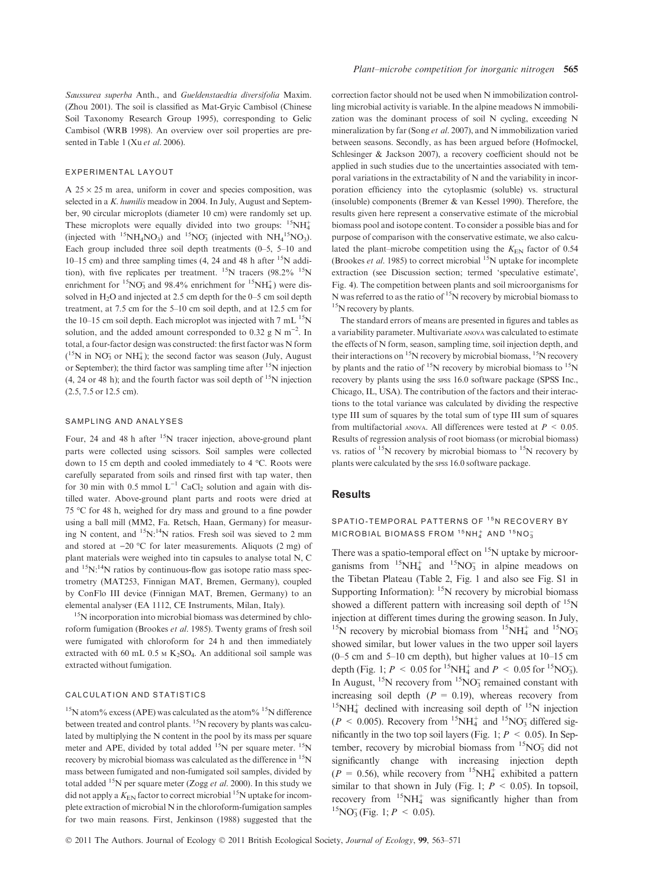*Saussurea superba* Anth., and *Gueldenstaedtia diversifolia* Maxim. (Zhou 2001). The soil is classified as Mat-Gryic Cambisol (Chinese Soil Taxonomy Research Group 1995), corresponding to Gelic Cambisol (WRB 1998). An overview over soil properties are presented in Table 1 (Xu *et al.* 2006).

### EXPERIMENTAL LAYOUT

A 25 × 25 m area, uniform in cover and species composition, was selected in a *K. humilis* meadow in 2004. In July, August and September, 90 circular microplots (diameter 10 cm) were randomly set up. These microplots were equally divided into two groups: $^{15}NH_4^+$ (injected with $^{15}NH_4NO_3$) and $^{15}NO_3^-$ (injected with $NH_4{}^{15}NO_3$). Each group included three soil depth treatments (0–5, 5–10 and 10–15 cm) and three sampling times (4, 24 and 48 h after $^{15}N$ addition), with five replicates per treatment. $^{15}N$ tracers (98.2% $^{15}N$ enrichment for $^{15}NO_3^-$ and 98.4% enrichment for $^{15}NH_4^+$) were dissolved in $H_2O$ and injected at 2.5 cm depth for the 0–5 cm soil depth treatment, at 7.5 cm for the 5–10 cm soil depth, and at 12.5 cm for the 10–15 cm soil depth. Each microplot was injected with 7 mL $^{15}N$ solution, and the added amount corresponded to 0.32 g N $m^{-2}$. In total, a four-factor design was constructed: the first factor was N form ($^{15}N$ in $NO_3^-$ or $NH_4^+$); the second factor was season (July, August or September); the third factor was sampling time after $^{15}N$ injection (4, 24 or 48 h); and the fourth factor was soil depth of $^{15}N$ injection (2.5, 7.5 or 12.5 cm).

### SAMPLING AND ANALYSES

Four, 24 and 48 h after $^{15}N$ tracer injection, above-ground plant parts were collected using scissors. Soil samples were collected down to 15 cm depth and cooled immediately to 4 °C. Roots were carefully separated from soils and rinsed first with tap water, then for 30 min with 0.5 mmol $L^{-1}$ $CaCl_2$ solution and again with distilled water. Above-ground plant parts and roots were dried at 75 °C for 48 h, weighed for dry mass and ground to a fine powder using a ball mill (MM2, Fa. Retsch, Haan, Germany) for measuring N content, and $^{15}N$:$^{14}N$ ratios. Fresh soil was sieved to 2 mm and stored at −20 °C for later measurements. Aliquots (2 mg) of plant materials were weighed into tin capsules to analyse total N, C and $^{15}N$:$^{14}N$ ratios by continuous-flow gas isotope ratio mass spectrometry (MAT253, Finnigan MAT, Bremen, Germany), coupled by ConFlo III device (Finnigan MAT, Bremen, Germany) to an elemental analyser (EA 1112, CE Instruments, Milan, Italy).

$^{15}N$ incorporation into microbial biomass was determined by chloroform fumigation (Brookes *et al.* 1985). Twenty grams of fresh soil were fumigated with chloroform for 24 h and then immediately extracted with 60 mL 0.5 M $K_2SO_4$. An additional soil sample was extracted without fumigation.

### CALCULATION AND STATISTICS

$^{15}N$ atom% excess (APE) was calculated as the atom% $^{15}N$ difference between treated and control plants. $^{15}N$ recovery by plants was calculated by multiplying the N content in the pool by its mass per square meter and APE, divided by total added $^{15}N$ per square meter. $^{15}N$ recovery by microbial biomass was calculated as the difference in $^{15}N$ mass between fumigated and non-fumigated soil samples, divided by total added $^{15}N$ per square meter (Zogg *et al.* 2000). In this study we did not apply a $K_{EN}$ factor to correct microbial $^{15}N$ uptake for incomplete extraction of microbial N in the chloroform-fumigation samples for two main reasons. First, Jenkinson (1988) suggested that the correction factor should not be used when N immobilization controlling microbial activity is variable. In the alpine meadows N immobilization was the dominant process of soil N cycling, exceeding N mineralization by far (Song *et al.* 2007), and N immobilization varied between seasons. Secondly, as has been argued before (Hofmockel, Schlesinger & Jackson 2007), a recovery coefficient should not be applied in such studies due to the uncertainties associated with temporal variations in the extractability of N and the variability in incorporation efficiency into the cytoplasmic (soluble) vs. structural (insoluble) components (Bremer & van Kessel 1990). Therefore, the results given here represent a conservative estimate of the microbial biomass pool and isotope content. To consider a possible bias and for purpose of comparison with the conservative estimate, we also calculated the plant–microbe competition using the $K_{EN}$ factor of 0.54 (Brookes *et al.* 1985) to correct microbial $^{15}N$ uptake for incomplete extraction (see Discussion section; termed 'speculative estimate', Fig. 4). The competition between plants and soil microorganisms for N was referred to as the ratio of $^{15}N$ recovery by microbial biomass to $^{15}N$ recovery by plants.

The standard errors of means are presented in figures and tables as a variability parameter. Multivariate ANOVA was calculated to estimate the effects of N form, season, sampling time, soil injection depth, and their interactions on $^{15}N$ recovery by microbial biomass, $^{15}N$ recovery by plants and the ratio of $^{15}N$ recovery by microbial biomass to $^{15}N$ recovery by plants using the SPSS 16.0 software package (SPSS Inc., Chicago, IL, USA). The contribution of the factors and their interactions to the total variance was calculated by dividing the respective type III sum of squares by the total sum of type III sum of squares from multifactorial ANOVA. All differences were tested at $P < 0.05$. Results of regression analysis of root biomass (or microbial biomass) vs. ratios of $^{15}N$ recovery by microbial biomass to $^{15}N$ recovery by plants were calculated by the SPSS 16.0 software package.

## Results

### SPATIO-TEMPORAL PATTERNS OF $^{15}N$ RECOVERY BY MICROBIAL BIOMASS FROM $^{15}NH_4^+$ AND $^{15}NO_3^-$

There was a spatio-temporal effect on $^{15}N$ uptake by microorganisms from $^{15}NH_4^+$ and $^{15}NO_3^-$ in alpine meadows on the Tibetan Plateau (Table 2, Fig. 1 and also see Fig. S1 in Supporting Information): $^{15}N$ recovery by microbial biomass showed a different pattern with increasing soil depth of $^{15}N$ injection at different times during the growing season. In July, $^{15}N$ recovery by microbial biomass from $^{15}NH_4^+$ and $^{15}NO_3^-$ showed similar, but lower values in the two upper soil layers (0–5 cm and 5–10 cm depth), but higher values at 10–15 cm depth (Fig. 1; $P < 0.05$ for $^{15}NH_4^+$ and $P < 0.05$ for $^{15}NO_3^-$). In August, $^{15}N$ recovery from $^{15}NO_3^-$ remained constant with increasing soil depth ($P = 0.19$), whereas recovery from $^{15}NH_4^+$ declined with increasing soil depth of $^{15}N$ injection ($P < 0.005$). Recovery from $^{15}NH_4^+$ and $^{15}NO_3^-$ differed significantly in the two top soil layers (Fig. 1; $P < 0.05$). In September, recovery by microbial biomass from $^{15}NO_3^-$ did not significantly change with increasing injection depth ($P = 0.56$), while recovery from $^{15}NH_4^+$ exhibited a pattern similar to that shown in July (Fig. 1; $P < 0.05$). In topsoil, recovery from $^{15}NH_4^+$ was significantly higher than from $^{15}NO_3^-$ (Fig. 1; $P < 0.05$).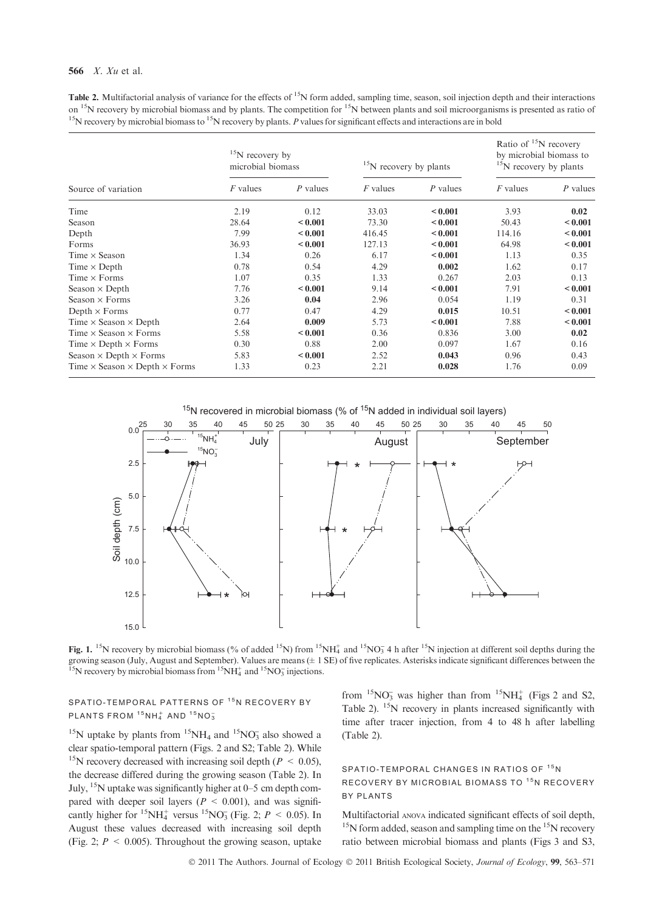**Table 2.** Multifactorial analysis of variance for the effects of $^{15}$N form added, sampling time, season, soil injection depth and their interactions on $^{15}$N recovery by microbial biomass and by plants. The competition for $^{15}$N between plants and soil microorganisms is presented as ratio of $^{15}$N recovery by microbial biomass to $^{15}$N recovery by plants. *P* values for significant effects and interactions are in bold

| Source of variation | $^{15}$N recovery by microbial biomass | | $^{15}$N recovery by plants | | Ratio of $^{15}$N recovery by microbial biomass to $^{15}$N recovery by plants | |
|---|---|---|---|---|---|---|
| | *F* values | *P* values | *F* values | *P* values | *F* values | *P* values |
| Time | 2.19 | 0.12 | 33.03 | **< 0.001** | 3.93 | **0.02** |
| Season | 28.64 | **< 0.001** | 73.30 | **< 0.001** | 50.43 | **< 0.001** |
| Depth | 7.99 | **< 0.001** | 416.45 | **< 0.001** | 114.16 | **< 0.001** |
| Forms | 36.93 | **< 0.001** | 127.13 | **< 0.001** | 64.98 | **< 0.001** |
| Time × Season | 1.34 | 0.26 | 6.17 | **< 0.001** | 1.13 | 0.35 |
| Time × Depth | 0.78 | 0.54 | 4.29 | **0.002** | 1.62 | 0.17 |
| Time × Forms | 1.07 | 0.35 | 1.33 | 0.267 | 2.03 | 0.13 |
| Season × Depth | 7.76 | **< 0.001** | 9.14 | **< 0.001** | 7.91 | **< 0.001** |
| Season × Forms | 3.26 | **0.04** | 2.96 | 0.054 | 1.19 | 0.31 |
| Depth × Forms | 0.77 | 0.47 | 4.29 | **0.015** | 10.51 | **< 0.001** |
| Time × Season × Depth | 2.64 | **0.009** | 5.73 | **< 0.001** | 7.88 | **< 0.001** |
| Time × Season × Forms | 5.58 | **< 0.001** | 0.36 | 0.836 | 3.00 | **0.02** |
| Time × Depth × Forms | 0.30 | 0.88 | 2.00 | 0.097 | 1.67 | 0.16 |
| Season × Depth × Forms | 5.83 | **< 0.001** | 2.52 | **0.043** | 0.96 | 0.43 |
| Time × Season × Depth × Forms | 1.33 | 0.23 | 2.21 | **0.028** | 1.76 | 0.09 |

**Fig. 1.** $^{15}$N recovery by microbial biomass (% of added $^{15}$N) from $^{15}NH_4^+$ and $^{15}NO_3^-$ 4 h after $^{15}$N injection at different soil depths during the growing season (July, August and September). Values are means (± 1 SE) of five replicates. Asterisks indicate significant differences between the $^{15}$N recovery by microbial biomass from $^{15}NH_4^+$ and $^{15}NO_3^-$ injections.

### SPATIO-TEMPORAL PATTERNS OF $^{15}$N RECOVERY BY PLANTS FROM $^{15}NH_4^+$ AND $^{15}NO_3^-$

$^{15}$N uptake by plants from $^{15}NH_4$ and $^{15}NO_3^-$ also showed a clear spatio-temporal pattern (Figs. 2 and S2; Table 2). While $^{15}$N recovery decreased with increasing soil depth ($P < 0.05$), the decrease differed during the growing season (Table 2). In July, $^{15}$N uptake was significantly higher at 0–5 cm depth compared with deeper soil layers ($P < 0.001$), and was significantly higher for $^{15}NH_4^+$ versus $^{15}NO_3^-$ (Fig. 2; $P < 0.05$). In August these values decreased with increasing soil depth (Fig. 2; $P < 0.005$). Throughout the growing season, uptake from $^{15}NO_3^-$ was higher than from $^{15}NH_4^+$ (Figs 2 and S2, Table 2). $^{15}$N recovery in plants increased significantly with time after tracer injection, from 4 to 48 h after labelling (Table 2).

### SPATIO-TEMPORAL CHANGES IN RATIOS OF $^{15}$N RECOVERY BY MICROBIAL BIOMASS TO $^{15}$N RECOVERY BY PLANTS

Multifactorial ANOVA indicated significant effects of soil depth, $^{15}$N form added, season and sampling time on the $^{15}$N recovery ratio between microbial biomass and plants (Figs 3 and S3,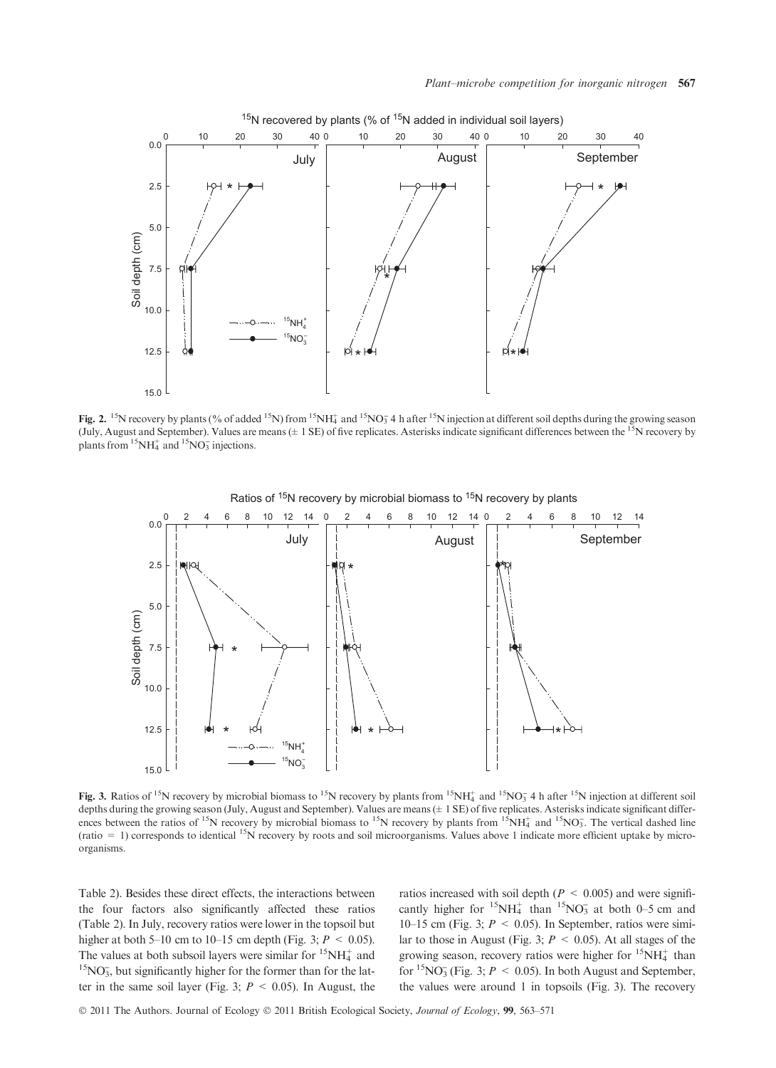Fig. 2. $^{15}N$ recovery by plants (% of added $^{15}N$) from $^{15}NH_4^+$ and $^{15}NO_3^-$ 4 h after $^{15}N$ injection at different soil depths during the growing season (July, August and September). Values are means (± 1 SE) of five replicates. Asterisks indicate significant differences between the $^{15}N$ recovery by plants from $^{15}NH_4^+$ and $^{15}NO_3^-$ injections.

Fig. 3. Ratios of $^{15}N$ recovery by microbial biomass to $^{15}N$ recovery by plants from $^{15}NH_4^+$ and $^{15}NO_3^-$ 4 h after $^{15}N$ injection at different soil depths during the growing season (July, August and September). Values are means (± 1 SE) of five replicates. Asterisks indicate significant differences between the ratios of $^{15}N$ recovery by microbial biomass to $^{15}N$ recovery by plants from $^{15}NH_4^+$ and $^{15}NO_3^-$. The vertical dashed line (ratio = 1) corresponds to identical $^{15}N$ recovery by roots and soil microorganisms. Values above 1 indicate more efficient uptake by microorganisms.

Table 2). Besides these direct effects, the interactions between the four factors also significantly affected these ratios (Table 2). In July, recovery ratios were lower in the topsoil but higher at both 5–10 cm to 10–15 cm depth (Fig. 3; $P < 0.05$). The values at both subsoil layers were similar for $^{15}NH_4^+$ and $^{15}NO_3^-$, but significantly higher for the former than for the latter in the same soil layer (Fig. 3; $P < 0.05$). In August, the ratios increased with soil depth ($P < 0.005$) and were significantly higher for $^{15}NH_4^+$ than $^{15}NO_3^-$ at both 0–5 cm and 10–15 cm (Fig. 3; $P < 0.05$). In September, ratios were similar to those in August (Fig. 3; $P < 0.05$). At all stages of the growing season, recovery ratios were higher for $^{15}NH_4^+$ than for $^{15}NO_3^-$ (Fig. 3; $P < 0.05$). In both August and September, the values were around 1 in topsoils (Fig. 3). The recovery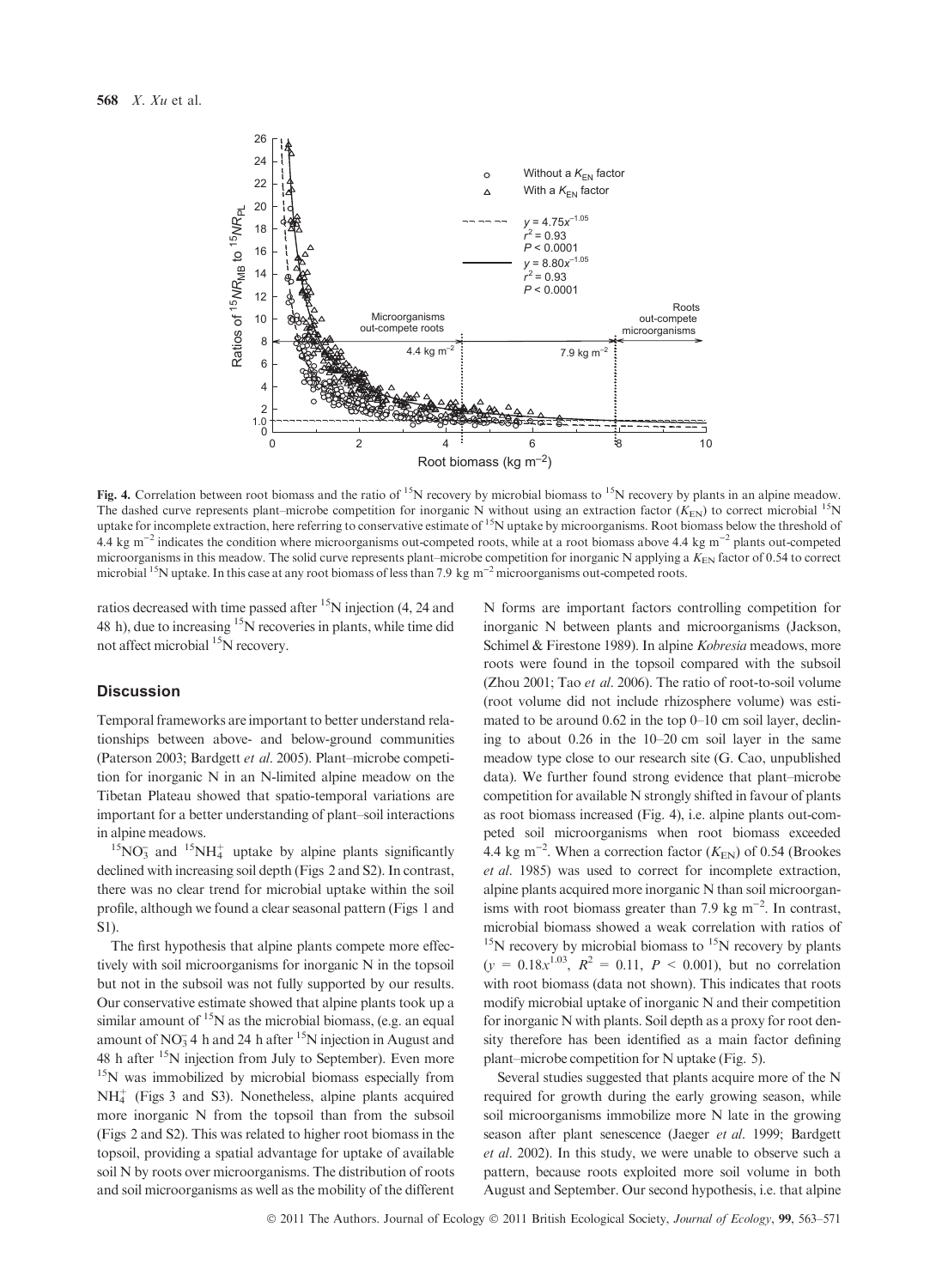**Fig. 4.** Correlation between root biomass and the ratio of $^{15}N$ recovery by microbial biomass to $^{15}N$ recovery by plants in an alpine meadow. The dashed curve represents plant–microbe competition for inorganic N without using an extraction factor ($K_{EN}$) to correct microbial $^{15}N$ uptake for incomplete extraction, here referring to conservative estimate of $^{15}N$ uptake by microorganisms. Root biomass below the threshold of 4.4 kg $m^{-2}$ indicates the condition where microorganisms out-competed roots, while at a root biomass above 4.4 kg $m^{-2}$ plants out-competed microorganisms in this meadow. The solid curve represents plant–microbe competition for inorganic N applying a $K_{EN}$ factor of 0.54 to correct microbial $^{15}N$ uptake. In this case at any root biomass of less than 7.9 kg $m^{-2}$ microorganisms out-competed roots.

ratios decreased with time passed after $^{15}N$ injection (4, 24 and 48 h), due to increasing $^{15}N$ recoveries in plants, while time did not affect microbial $^{15}N$ recovery.

## Discussion

Temporal frameworks are important to better understand relationships between above- and below-ground communities (Paterson 2003; Bardgett *et al*. 2005). Plant–microbe competition for inorganic N in an N-limited alpine meadow on the Tibetan Plateau showed that spatio-temporal variations are important for a better understanding of plant–soil interactions in alpine meadows.

$^{15}NO_3^-$ and $^{15}NH_4^+$ uptake by alpine plants significantly declined with increasing soil depth (Figs 2 and S2). In contrast, there was no clear trend for microbial uptake within the soil profile, although we found a clear seasonal pattern (Figs 1 and S1).

The first hypothesis that alpine plants compete more effectively with soil microorganisms for inorganic N in the topsoil but not in the subsoil was not fully supported by our results. Our conservative estimate showed that alpine plants took up a similar amount of $^{15}N$ as the microbial biomass, (e.g. an equal amount of $NO_3^-$ 4 h and 24 h after $^{15}N$ injection in August and 48 h after $^{15}N$ injection from July to September). Even more $^{15}N$ was immobilized by microbial biomass especially from $NH_4^+$ (Figs 3 and S3). Nonetheless, alpine plants acquired more inorganic N from the topsoil than from the subsoil (Figs 2 and S2). This was related to higher root biomass in the topsoil, providing a spatial advantage for uptake of available soil N by roots over microorganisms. The distribution of roots and soil microorganisms as well as the mobility of the different N forms are important factors controlling competition for inorganic N between plants and microorganisms (Jackson, Schimel & Firestone 1989). In alpine *Kobresia* meadows, more roots were found in the topsoil compared with the subsoil (Zhou 2001; Tao *et al*. 2006). The ratio of root-to-soil volume (root volume did not include rhizosphere volume) was estimated to be around 0.62 in the top 0–10 cm soil layer, declining to about 0.26 in the 10–20 cm soil layer in the same meadow type close to our research site (G. Cao, unpublished data). We further found strong evidence that plant–microbe competition for available N strongly shifted in favour of plants as root biomass increased (Fig. 4), i.e. alpine plants out-competed soil microorganisms when root biomass exceeded 4.4 kg $m^{-2}$. When a correction factor ($K_{EN}$) of 0.54 (Brookes *et al*. 1985) was used to correct for incomplete extraction, alpine plants acquired more inorganic N than soil microorganisms with root biomass greater than 7.9 kg $m^{-2}$. In contrast, microbial biomass showed a weak correlation with ratios of $^{15}N$ recovery by microbial biomass to $^{15}N$ recovery by plants ($y = 0.18x^{1.03}$, $R^2 = 0.11$, $P < 0.001$), but no correlation with root biomass (data not shown). This indicates that roots modify microbial uptake of inorganic N and their competition for inorganic N with plants. Soil depth as a proxy for root density therefore has been identified as a main factor defining plant–microbe competition for N uptake (Fig. 5).

Several studies suggested that plants acquire more of the N required for growth during the early growing season, while soil microorganisms immobilize more N late in the growing season after plant senescence (Jaeger *et al*. 1999; Bardgett *et al*. 2002). In this study, we were unable to observe such a pattern, because roots exploited more soil volume in both August and September. Our second hypothesis, i.e. that alpine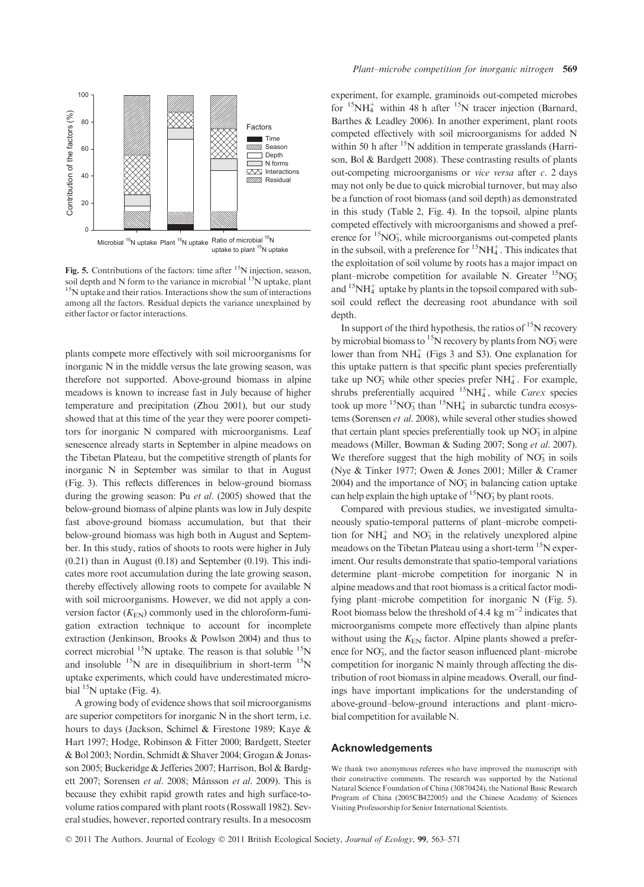Fig. 5. Contributions of the factors: time after $^{15}N$ injection, season, soil depth and N form to the variance in microbial $^{15}N$ uptake, plant $^{15}N$ uptake and their ratios. Interactions show the sum of interactions among all the factors. Residual depicts the variance unexplained by either factor or factor interactions.

plants compete more effectively with soil microorganisms for inorganic N in the middle versus the late growing season, was therefore not supported. Above-ground biomass in alpine meadows is known to increase fast in July because of higher temperature and precipitation (Zhou 2001), but our study showed that at this time of the year they were poorer competitors for inorganic N compared with microorganisms. Leaf senescence already starts in September in alpine meadows on the Tibetan Plateau, but the competitive strength of plants for inorganic N in September was similar to that in August (Fig. 3). This reflects differences in below-ground biomass during the growing season: Pu *et al*. (2005) showed that the below-ground biomass of alpine plants was low in July despite fast above-ground biomass accumulation, but that their below-ground biomass was high both in August and September. In this study, ratios of shoots to roots were higher in July (0.21) than in August (0.18) and September (0.19). This indicates more root accumulation during the late growing season, thereby effectively allowing roots to compete for available N with soil microorganisms. However, we did not apply a conversion factor ($K_{EN}$) commonly used in the chloroform-fumigation extraction technique to account for incomplete extraction (Jenkinson, Brooks & Powlson 2004) and thus to correct microbial $^{15}N$ uptake. The reason is that soluble $^{15}N$ and insoluble $^{15}N$ are in disequilibrium in short-term $^{15}N$ uptake experiments, which could have underestimated microbial $^{15}N$ uptake (Fig. 4).

A growing body of evidence shows that soil microorganisms are superior competitors for inorganic N in the short term, i.e. hours to days (Jackson, Schimel & Firestone 1989; Kaye & Hart 1997; Hodge, Robinson & Fitter 2000; Bardgett, Steeter & Bol 2003; Nordin, Schmidt & Shaver 2004; Grogan & Jonasson 2005; Buckeridge & Jefferies 2007; Harrison, Bol & Bardgett 2007; Sorensen *et al*. 2008; Månsson *et al*. 2009). This is because they exhibit rapid growth rates and high surface-to-volume ratios compared with plant roots (Rosswall 1982). Several studies, however, reported contrary results. In a mesocosm experiment, for example, graminoids out-competed microbes for $^{15}NH_4^+$ within 48 h after $^{15}N$ tracer injection (Barnard, Barthes & Leadley 2006). In another experiment, plant roots competed effectively with soil microorganisms for added N within 50 h after $^{15}N$ addition in temperate grasslands (Harrison, Bol & Bardgett 2008). These contrasting results of plants out-competing microorganisms or *vice versa* after *c*. 2 days may not only be due to quick microbial turnover, but may also be a function of root biomass (and soil depth) as demonstrated in this study (Table 2, Fig. 4). In the topsoil, alpine plants competed effectively with microorganisms and showed a preference for $^{15}NO_3^-$, while microorganisms out-competed plants in the subsoil, with a preference for $^{15}NH_4^+$. This indicates that the exploitation of soil volume by roots has a major impact on plant–microbe competition for available N. Greater $^{15}NO_3^-$ and $^{15}NH_4^+$ uptake by plants in the topsoil compared with subsoil could reflect the decreasing root abundance with soil depth.

In support of the third hypothesis, the ratios of $^{15}N$ recovery by microbial biomass to $^{15}N$ recovery by plants from $NO_3^-$ were lower than from $NH_4^+$ (Figs 3 and S3). One explanation for this uptake pattern is that specific plant species preferentially take up $NO_3^-$ while other species prefer $NH_4^+$. For example, shrubs preferentially acquired $^{15}NH_4^+$, while *Carex* species took up more $^{15}NO_3^-$ than $^{15}NH_4^+$ in subarctic tundra ecosystems (Sorensen *et al*. 2008), while several other studies showed that certain plant species preferentially took up $NO_3^-$ in alpine meadows (Miller, Bowman & Suding 2007; Song *et al*. 2007). We therefore suggest that the high mobility of $NO_3^-$ in soils (Nye & Tinker 1977; Owen & Jones 2001; Miller & Cramer 2004) and the importance of $NO_3^-$ in balancing cation uptake can help explain the high uptake of $^{15}NO_3^-$ by plant roots.

Compared with previous studies, we investigated simultaneously spatio-temporal patterns of plant–microbe competition for $NH_4^+$ and $NO_3^-$ in the relatively unexplored alpine meadows on the Tibetan Plateau using a short-term $^{15}N$ experiment. Our results demonstrate that spatio-temporal variations determine plant–microbe competition for inorganic N in alpine meadows and that root biomass is a critical factor modifying plant–microbe competition for inorganic N (Fig. 5). Root biomass below the threshold of 4.4 kg m$^{-2}$ indicates that microorganisms compete more effectively than alpine plants without using the $K_{EN}$ factor. Alpine plants showed a preference for $NO_3^-$, and the factor season influenced plant–microbe competition for inorganic N mainly through affecting the distribution of root biomass in alpine meadows. Overall, our findings have important implications for the understanding of above-ground–below-ground interactions and plant–microbial competition for available N.

## Acknowledgements

We thank two anonymous referees who have improved the manuscript with their constructive comments. The research was supported by the National Natural Science Foundation of China (30870424), the National Basic Research Program of China (2005CB422005) and the Chinese Academy of Sciences Visiting Professorship for Senior International Scientists.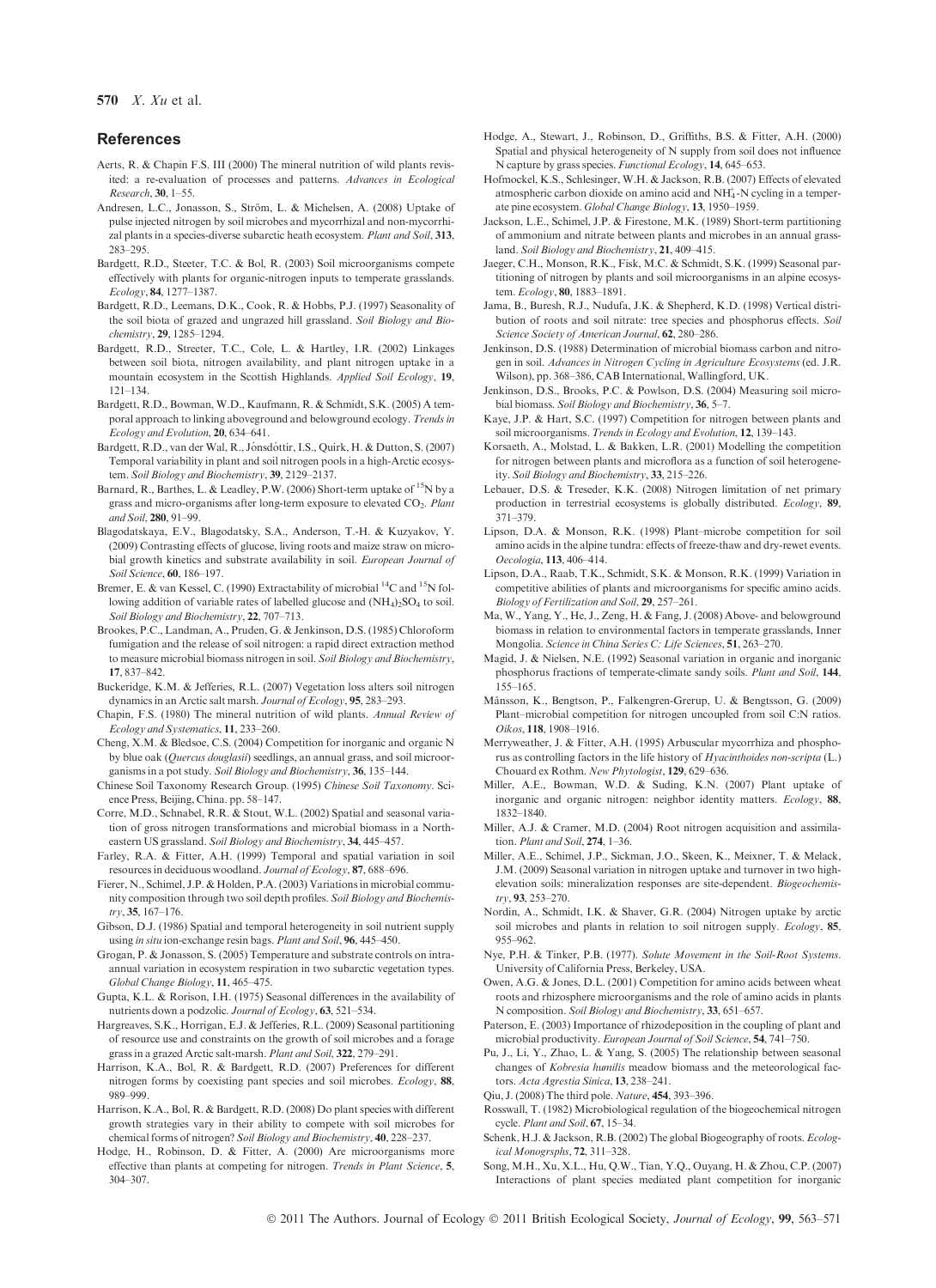## References

Aerts, R. & Chapin F.S. III (2000) The mineral nutrition of wild plants revisited: a re-evaluation of processes and patterns. *Advances in Ecological Research*, **30**, 1–55.

Andresen, L.C., Jonasson, S., Ström, L. & Michelsen, A. (2008) Uptake of pulse injected nitrogen by soil microbes and mycorrhizal and non-mycorrhizal plants in a species-diverse subarctic heath ecosystem. *Plant and Soil*, **313**, 283–295.

Bardgett, R.D., Steeter, T.C. & Bol, R. (2003) Soil microorganisms compete effectively with plants for organic-nitrogen inputs to temperate grasslands. *Ecology*, **84**, 1277–1387.

Bardgett, R.D., Leemans, D.K., Cook, R. & Hobbs, P.J. (1997) Seasonality of the soil biota of grazed and ungrazed hill grassland. *Soil Biology and Biochemistry*, **29**, 1285–1294.

Bardgett, R.D., Streeter, T.C., Cole, L. & Hartley, I.R. (2002) Linkages between soil biota, nitrogen availability, and plant nitrogen uptake in a mountain ecosystem in the Scottish Highlands. *Applied Soil Ecology*, **19**, 121–134.

Bardgett, R.D., Bowman, W.D., Kaufmann, R. & Schmidt, S.K. (2005) A temporal approach to linking aboveground and belowground ecology. *Trends in Ecology and Evolution*, **20**, 634–641.

Bardgett, R.D., van der Wal, R., Jónsdóttir, I.S., Quirk, H. & Dutton, S. (2007) Temporal variability in plant and soil nitrogen pools in a high-Arctic ecosystem. *Soil Biology and Biochemistry*, **39**, 2129–2137.

Barnard, R., Barthes, L. & Leadley, P.W. (2006) Short-term uptake of $^{15}N$ by a grass and micro-organisms after long-term exposure to elevated $CO_2$. *Plant and Soil*, **280**, 91–99.

Blagodatskaya, E.V., Blagodatsky, S.A., Anderson, T.-H. & Kuzyakov, Y. (2009) Contrasting effects of glucose, living roots and maize straw on microbial growth kinetics and substrate availability in soil. *European Journal of Soil Science*, **60**, 186–197.

Bremer, E. & van Kessel, C. (1990) Extractability of microbial $^{14}C$ and $^{15}N$ following addition of variable rates of labelled glucose and $(NH_4)_2SO_4$ to soil. *Soil Biology and Biochemistry*, **22**, 707–713.

Brookes, P.C., Landman, A., Pruden, G. & Jenkinson, D.S. (1985) Chloroform fumigation and the release of soil nitrogen: a rapid direct extraction method to measure microbial biomass nitrogen in soil. *Soil Biology and Biochemistry*, **17**, 837–842.

Buckeridge, K.M. & Jefferies, R.L. (2007) Vegetation loss alters soil nitrogen dynamics in an Arctic salt marsh. *Journal of Ecology*, **95**, 283–293.

Chapin, F.S. (1980) The mineral nutrition of wild plants. *Annual Review of Ecology and Systematics*, **11**, 233–260.

Cheng, X.M. & Bledsoe, C.S. (2004) Competition for inorganic and organic N by blue oak (*Quercus douglasii*) seedlings, an annual grass, and soil microorganisms in a pot study. *Soil Biology and Biochemistry*, **36**, 135–144.

Chinese Soil Taxonomy Research Group. (1995) *Chinese Soil Taxonomy*. Science Press, Beijing, China. pp. 58–147.

Corre, M.D., Schnabel, R.R. & Stout, W.L. (2002) Spatial and seasonal variation of gross nitrogen transformations and microbial biomass in a Northeastern US grassland. *Soil Biology and Biochemistry*, **34**, 445–457.

Farley, R.A. & Fitter, A.H. (1999) Temporal and spatial variation in soil resources in deciduous woodland. *Journal of Ecology*, **87**, 688–696.

Fierer, N., Schimel, J.P. & Holden, P.A. (2003) Variations in microbial community composition through two soil depth profiles. *Soil Biology and Biochemistry*, **35**, 167–176.

Gibson, D.J. (1986) Spatial and temporal heterogeneity in soil nutrient supply using *in situ* ion-exchange resin bags. *Plant and Soil*, **96**, 445–450.

Grogan, P. & Jonasson, S. (2005) Temperature and substrate controls on intra-annual variation in ecosystem respiration in two subarctic vegetation types. *Global Change Biology*, **11**, 465–475.

Gupta, K.L. & Rorison, I.H. (1975) Seasonal differences in the availability of nutrients down a podzolic. *Journal of Ecology*, **63**, 521–534.

Hargreaves, S.K., Horrigan, E.J. & Jefferies, R.L. (2009) Seasonal partitioning of resource use and constraints on the growth of soil microbes and a forage grass in a grazed Arctic salt-marsh. *Plant and Soil*, **322**, 279–291.

Harrison, K.A., Bol, R. & Bardgett, R.D. (2007) Preferences for different nitrogen forms by coexisting pant species and soil microbes. *Ecology*, **88**, 989–999.

Harrison, K.A., Bol, R. & Bardgett, R.D. (2008) Do plant species with different growth strategies vary in their ability to compete with soil microbes for chemical forms of nitrogen? *Soil Biology and Biochemistry*, **40**, 228–237.

Hodge, H., Robinson, D. & Fitter, A. (2000) Are microorganisms more effective than plants at competing for nitrogen. *Trends in Plant Science*, **5**, 304–307.

Hodge, A., Stewart, J., Robinson, D., Griffiths, B.S. & Fitter, A.H. (2000) Spatial and physical heterogeneity of N supply from soil does not influence N capture by grass species. *Functional Ecology*, **14**, 645–653.

Hofmockel, K.S., Schlesinger, W.H. & Jackson, R.B. (2007) Effects of elevated atmospheric carbon dioxide on amino acid and $NH_4^+$-N cycling in a temperate pine ecosystem. *Global Change Biology*, **13**, 1950–1959.

Jackson, L.E., Schimel, J.P. & Firestone, M.K. (1989) Short-term partitioning of ammonium and nitrate between plants and microbes in an annual grassland. *Soil Biology and Biochemistry*, **21**, 409–415.

Jaeger, C.H., Monson, R.K., Fisk, M.C. & Schmidt, S.K. (1999) Seasonal partitioning of nitrogen by plants and soil microorganisms in an alpine ecosystem. *Ecology*, **80**, 1883–1891.

Jama, B., Buresh, R.J., Nudufa, J.K. & Shepherd, K.D. (1998) Vertical distribution of roots and soil nitrate: tree species and phosphorus effects. *Soil Science Society of American Journal*, **62**, 280–286.

Jenkinson, D.S. (1988) Determination of microbial biomass carbon and nitrogen in soil. *Advances in Nitrogen Cycling in Agriculture Ecosystems* (ed. J.R. Wilson), pp. 368–386, CAB International, Wallingford, UK.

Jenkinson, D.S., Brooks, P.C. & Powlson, D.S. (2004) Measuring soil microbial biomass. *Soil Biology and Biochemistry*, **36**, 5–7.

Kaye, J.P. & Hart, S.C. (1997) Competition for nitrogen between plants and soil microorganisms. *Trends in Ecology and Evolution*, **12**, 139–143.

Korsaeth, A., Molstad, L. & Bakken, L.R. (2001) Modelling the competition for nitrogen between plants and microflora as a function of soil heterogeneity. *Soil Biology and Biochemistry*, **33**, 215–226.

Lebauer, D.S. & Treseder, K.K. (2008) Nitrogen limitation of net primary production in terrestrial ecosystems is globally distributed. *Ecology*, **89**, 371–379.

Lipson, D.A. & Monson, R.K. (1998) Plant–microbe competition for soil amino acids in the alpine tundra: effects of freeze-thaw and dry-rewet events. *Oecologia*, **113**, 406–414.

Lipson, D.A., Raab, T.K., Schmidt, S.K. & Monson, R.K. (1999) Variation in competitive abilities of plants and microorganisms for specific amino acids. *Biology of Fertilization and Soil*, **29**, 257–261.

Ma, W., Yang, Y., He, J., Zeng, H. & Fang, J. (2008) Above- and belowground biomass in relation to environmental factors in temperate grasslands, Inner Mongolia. *Science in China Series C: Life Sciences*, **51**, 263–270.

Magid, J. & Nielsen, N.E. (1992) Seasonal variation in organic and inorganic phosphorus fractions of temperate-climate sandy soils. *Plant and Soil*, **144**, 155–165.

Månsson, K., Bengtson, P., Falkengren-Grerup, U. & Bengtsson, G. (2009) Plant–microbial competition for nitrogen uncoupled from soil C:N ratios. *Oikos*, **118**, 1908–1916.

Merryweather, J. & Fitter, A.H. (1995) Arbuscular mycorrhiza and phosphorus as controlling factors in the life history of *Hyacinthoides non-scripta* (L.) Chouard ex Rothm. *New Phytologist*, **129**, 629–636.

Miller, A.E., Bowman, W.D. & Suding, K.N. (2007) Plant uptake of inorganic and organic nitrogen: neighbor identity matters. *Ecology*, **88**, 1832–1840.

Miller, A.J. & Cramer, M.D. (2004) Root nitrogen acquisition and assimilation. *Plant and Soil*, **274**, 1–36.

Miller, A.E., Schimel, J.P., Sickman, J.O., Skeen, K., Meixner, T. & Melack, J.M. (2009) Seasonal variation in nitrogen uptake and turnover in two high-elevation soils: mineralization responses are site-dependent. *Biogeochemistry*, **93**, 253–270.

Nordin, A., Schmidt, I.K. & Shaver, G.R. (2004) Nitrogen uptake by arctic soil microbes and plants in relation to soil nitrogen supply. *Ecology*, **85**, 955–962.

Nye, P.H. & Tinker, P.B. (1977). *Solute Movement in the Soil-Root Systems*. University of California Press, Berkeley, USA.

Owen, A.G. & Jones, D.L. (2001) Competition for amino acids between wheat roots and rhizosphere microorganisms and the role of amino acids in plants N composition. *Soil Biology and Biochemistry*, **33**, 651–657.

Paterson, E. (2003) Importance of rhizodeposition in the coupling of plant and microbial productivity. *European Journal of Soil Science*, **54**, 741–750.

Pu, J., Li, Y., Zhao, L. & Yang, S. (2005) The relationship between seasonal changes of *Kobresia humilis* meadow biomass and the meteorological factors. *Acta Agrestia Sinica*, **13**, 238–241.

Qiu, J. (2008) The third pole. *Nature*, **454**, 393–396.

Rosswall, T. (1982) Microbiological regulation of the biogeochemical nitrogen cycle. *Plant and Soil*, **67**, 15–34.

Schenk, H.J. & Jackson, R.B. (2002) The global Biogeography of roots. *Ecological Monogrsphs*, **72**, 311–328.

Song, M.H., Xu, X.L., Hu, Q.W., Tian, Y.Q., Ouyang, H. & Zhou, C.P. (2007) Interactions of plant species mediated plant competition for inorganic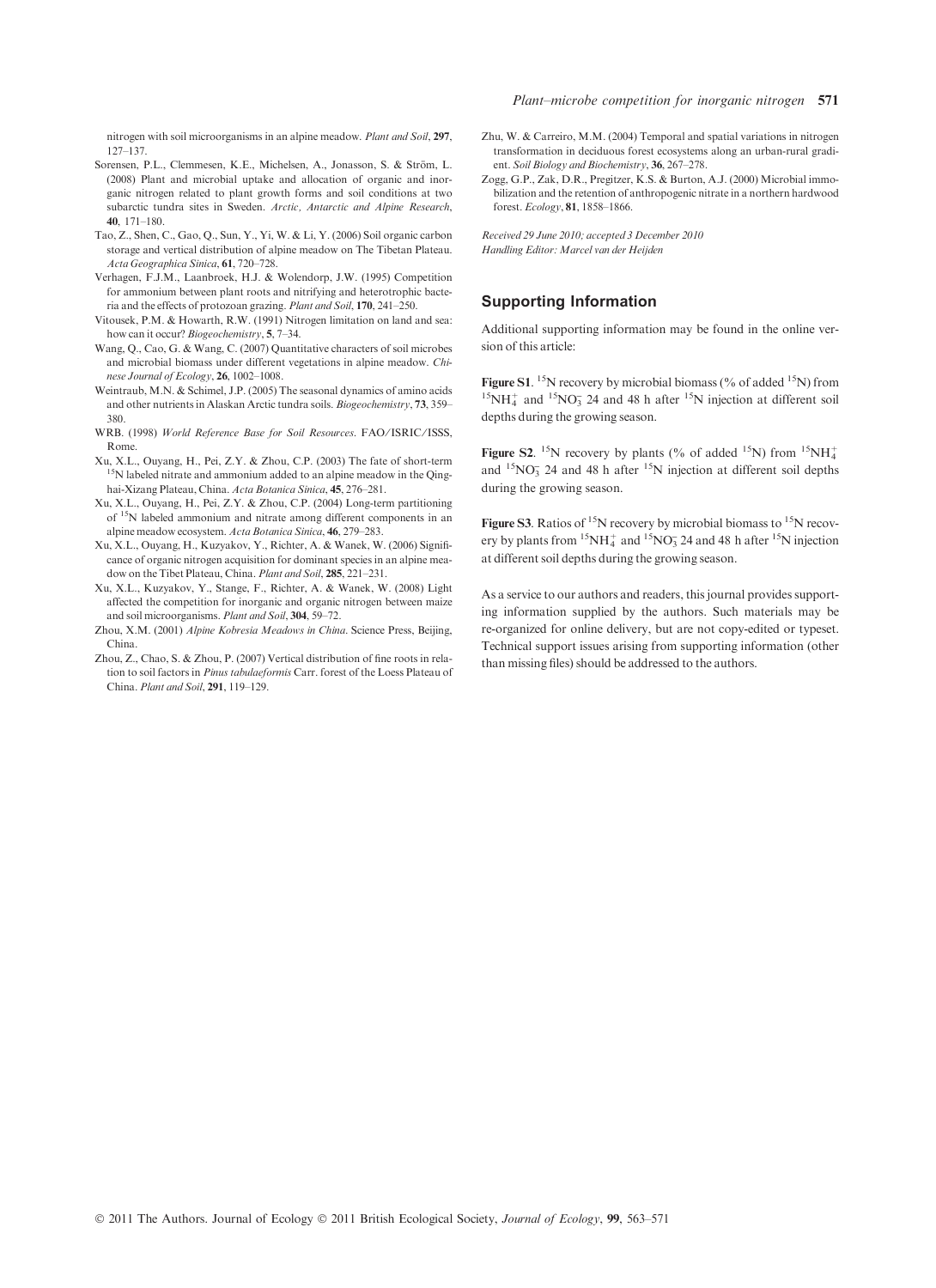nitrogen with soil microorganisms in an alpine meadow. *Plant and Soil*, **297**, 127–137.

Sorensen, P.L., Clemmesen, K.E., Michelsen, A., Jonasson, S. & Ström, L. (2008) Plant and microbial uptake and allocation of organic and inorganic nitrogen related to plant growth forms and soil conditions at two subarctic tundra sites in Sweden. *Arctic, Antarctic and Alpine Research*, **40**, 171–180.

Tao, Z., Shen, C., Gao, Q., Sun, Y., Yi, W. & Li, Y. (2006) Soil organic carbon storage and vertical distribution of alpine meadow on The Tibetan Plateau. *Acta Geographica Sinica*, **61**, 720–728.

Verhagen, F.J.M., Laanbroek, H.J. & Wolendorp, J.W. (1995) Competition for ammonium between plant roots and nitrifying and heterotrophic bacteria and the effects of protozoan grazing. *Plant and Soil*, **170**, 241–250.

Vitousek, P.M. & Howarth, R.W. (1991) Nitrogen limitation on land and sea: how can it occur? *Biogeochemistry*, **5**, 7–34.

Wang, Q., Cao, G. & Wang, C. (2007) Quantitative characters of soil microbes and microbial biomass under different vegetations in alpine meadow. *Chinese Journal of Ecology*, **26**, 1002–1008.

Weintraub, M.N. & Schimel, J.P. (2005) The seasonal dynamics of amino acids and other nutrients in Alaskan Arctic tundra soils. *Biogeochemistry*, **73**, 359–380.

WRB. (1998) *World Reference Base for Soil Resources*. FAO/ISRIC/ISSS, Rome.

Xu, X.L., Ouyang, H., Pei, Z.Y. & Zhou, C.P. (2003) The fate of short-term $^{15}$N labeled nitrate and ammonium added to an alpine meadow in the Qinghai-Xizang Plateau, China. *Acta Botanica Sinica*, **45**, 276–281.

Xu, X.L., Ouyang, H., Pei, Z.Y. & Zhou, C.P. (2004) Long-term partitioning of $^{15}$N labeled ammonium and nitrate among different components in an alpine meadow ecosystem. *Acta Botanica Sinica*, **46**, 279–283.

Xu, X.L., Ouyang, H., Kuzyakov, Y., Richter, A. & Wanek, W. (2006) Significance of organic nitrogen acquisition for dominant species in an alpine meadow on the Tibet Plateau, China. *Plant and Soil*, **285**, 221–231.

Xu, X.L., Kuzyakov, Y., Stange, F., Richter, A. & Wanek, W. (2008) Light affected the competition for inorganic and organic nitrogen between maize and soil microorganisms. *Plant and Soil*, **304**, 59–72.

Zhou, X.M. (2001) *Alpine Kobresia Meadows in China*. Science Press, Beijing, China.

Zhou, Z., Chao, S. & Zhou, P. (2007) Vertical distribution of fine roots in relation to soil factors in *Pinus tabulaeformis* Carr. forest of the Loess Plateau of China. *Plant and Soil*, **291**, 119–129.

Zhu, W. & Carreiro, M.M. (2004) Temporal and spatial variations in nitrogen transformation in deciduous forest ecosystems along an urban-rural gradient. *Soil Biology and Biochemistry*, **36**, 267–278.

Zogg, G.P., Zak, D.R., Pregitzer, K.S. & Burton, A.J. (2000) Microbial immobilization and the retention of anthropogenic nitrate in a northern hardwood forest. *Ecology*, **81**, 1858–1866.

*Received 29 June 2010; accepted 3 December 2010*
*Handling Editor: Marcel van der Heijden*

## Supporting Information

Additional supporting information may be found in the online version of this article:

**Figure S1**. $^{15}$N recovery by microbial biomass (% of added $^{15}$N) from $^{15}NH_4^+$ and $^{15}NO_3^-$ 24 and 48 h after $^{15}$N injection at different soil depths during the growing season.

**Figure S2**. $^{15}$N recovery by plants (% of added $^{15}$N) from $^{15}NH_4^+$ and $^{15}NO_3^-$ 24 and 48 h after $^{15}$N injection at different soil depths during the growing season.

**Figure S3**. Ratios of $^{15}$N recovery by microbial biomass to $^{15}$N recovery by plants from $^{15}NH_4^+$ and $^{15}NO_3^-$ 24 and 48 h after $^{15}$N injection at different soil depths during the growing season.

As a service to our authors and readers, this journal provides supporting information supplied by the authors. Such materials may be re-organized for online delivery, but are not copy-edited or typeset. Technical support issues arising from supporting information (other than missing files) should be addressed to the authors.